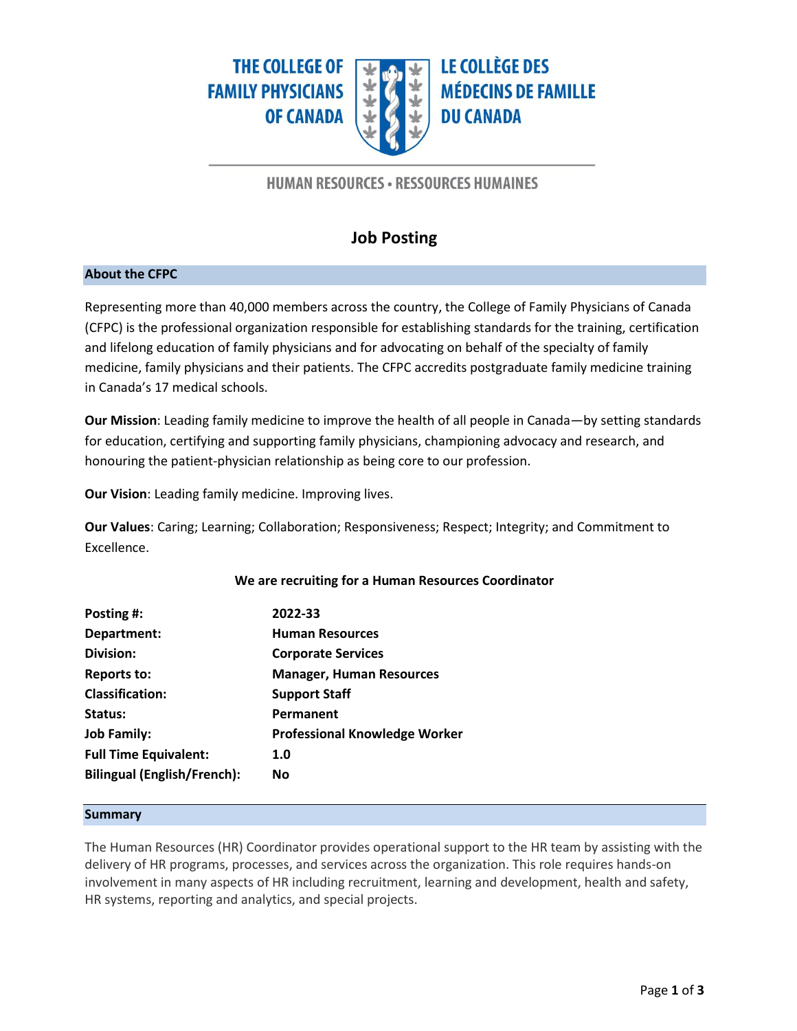THE COLLEGE OF FAMILY PHYSICIANS OF CANADA

LE COLLÈGE DES MÉDECINS DE FAMILLE DU CANADA

HUMAN RESOURCES • RESSOURCES HUMAINES

# Job Posting

## About the CFPC

Representing more than 40,000 members across the country, the College of Family Physicians of Canada (CFPC) is the professional organization responsible for establishing standards for the training, certification and lifelong education of family physicians and for advocating on behalf of the specialty of family medicine, family physicians and their patients. The CFPC accredits postgraduate family medicine training in Canada's 17 medical schools.

**Our Mission**: Leading family medicine to improve the health of all people in Canada—by setting standards for education, certifying and supporting family physicians, championing advocacy and research, and honouring the patient-physician relationship as being core to our profession.

**Our Vision**: Leading family medicine. Improving lives.

**Our Values**: Caring; Learning; Collaboration; Responsiveness; Respect; Integrity; and Commitment to Excellence.

**We are recruiting for a Human Resources Coordinator**

| | |
|---|---|
| **Posting #:** | **2022-33** |
| **Department:** | **Human Resources** |
| **Division:** | **Corporate Services** |
| **Reports to:** | **Manager, Human Resources** |
| **Classification:** | **Support Staff** |
| **Status:** | **Permanent** |
| **Job Family:** | **Professional Knowledge Worker** |
| **Full Time Equivalent:** | **1.0** |
| **Bilingual (English/French):** | **No** |

## Summary

The Human Resources (HR) Coordinator provides operational support to the HR team by assisting with the delivery of HR programs, processes, and services across the organization. This role requires hands-on involvement in many aspects of HR including recruitment, learning and development, health and safety, HR systems, reporting and analytics, and special projects.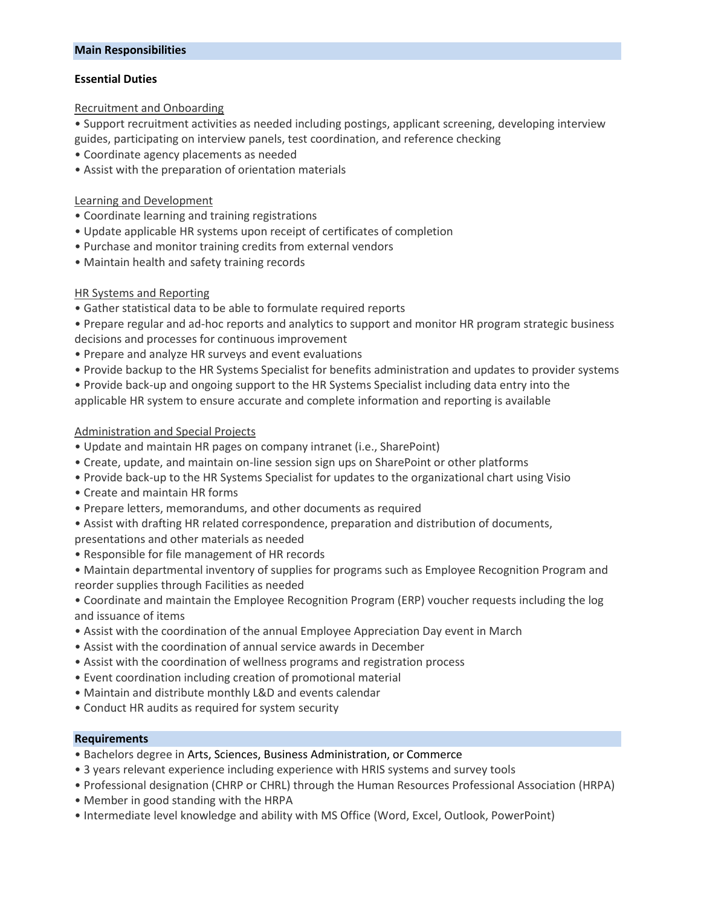## Main Responsibilities

### Essential Duties

Recruitment and Onboarding

- Support recruitment activities as needed including postings, applicant screening, developing interview guides, participating on interview panels, test coordination, and reference checking
- Coordinate agency placements as needed
- Assist with the preparation of orientation materials

Learning and Development

- Coordinate learning and training registrations
- Update applicable HR systems upon receipt of certificates of completion
- Purchase and monitor training credits from external vendors
- Maintain health and safety training records

HR Systems and Reporting

- Gather statistical data to be able to formulate required reports
- Prepare regular and ad-hoc reports and analytics to support and monitor HR program strategic business decisions and processes for continuous improvement
- Prepare and analyze HR surveys and event evaluations
- Provide backup to the HR Systems Specialist for benefits administration and updates to provider systems
- Provide back-up and ongoing support to the HR Systems Specialist including data entry into the applicable HR system to ensure accurate and complete information and reporting is available

Administration and Special Projects

- Update and maintain HR pages on company intranet (i.e., SharePoint)
- Create, update, and maintain on-line session sign ups on SharePoint or other platforms
- Provide back-up to the HR Systems Specialist for updates to the organizational chart using Visio
- Create and maintain HR forms
- Prepare letters, memorandums, and other documents as required
- Assist with drafting HR related correspondence, preparation and distribution of documents, presentations and other materials as needed
- Responsible for file management of HR records
- Maintain departmental inventory of supplies for programs such as Employee Recognition Program and reorder supplies through Facilities as needed
- Coordinate and maintain the Employee Recognition Program (ERP) voucher requests including the log and issuance of items
- Assist with the coordination of the annual Employee Appreciation Day event in March
- Assist with the coordination of annual service awards in December
- Assist with the coordination of wellness programs and registration process
- Event coordination including creation of promotional material
- Maintain and distribute monthly L&D and events calendar
- Conduct HR audits as required for system security

## Requirements

- Bachelors degree in Arts, Sciences, Business Administration, or Commerce
- 3 years relevant experience including experience with HRIS systems and survey tools
- Professional designation (CHRP or CHRL) through the Human Resources Professional Association (HRPA)
- Member in good standing with the HRPA
- Intermediate level knowledge and ability with MS Office (Word, Excel, Outlook, PowerPoint)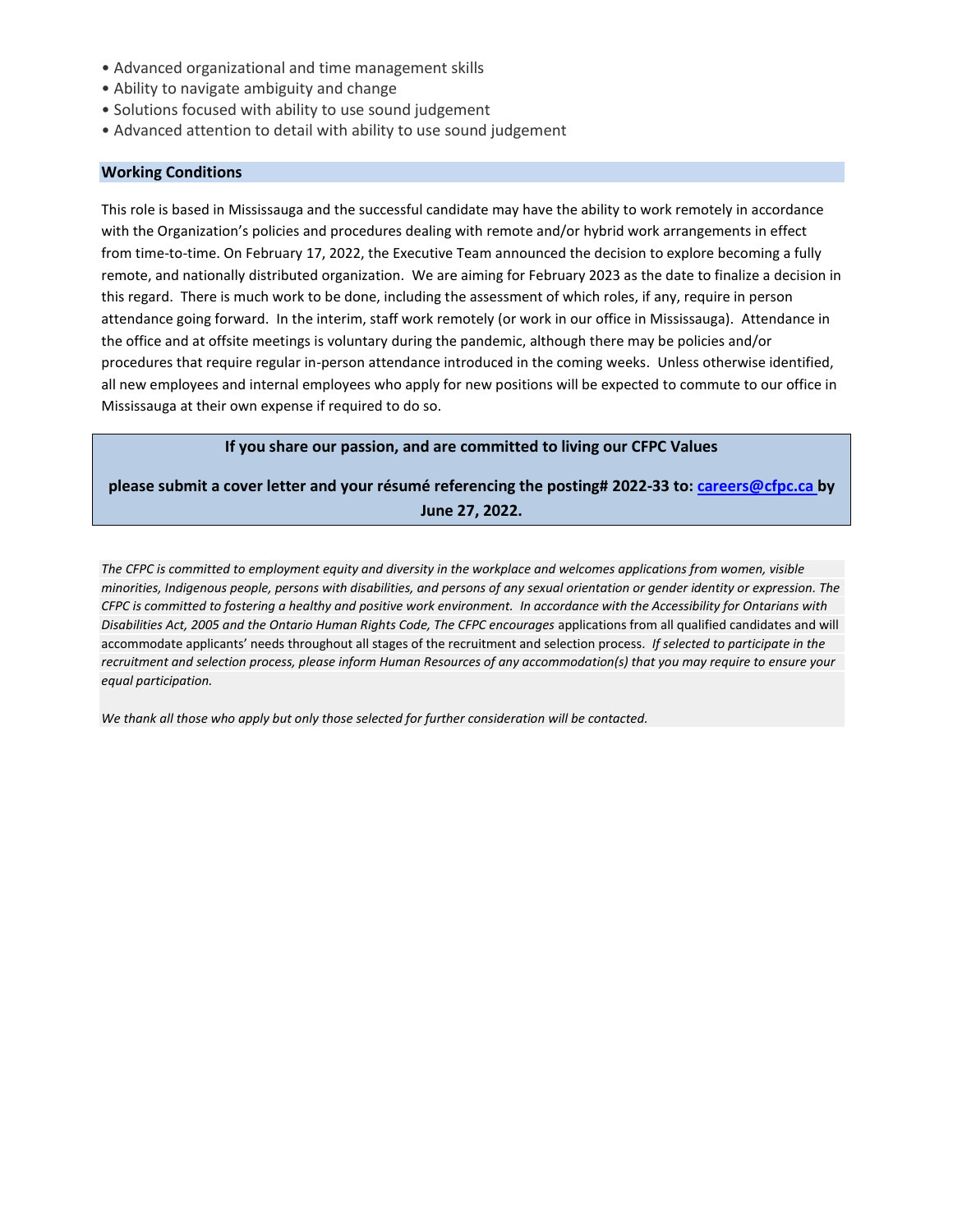- Advanced organizational and time management skills
- Ability to navigate ambiguity and change
- Solutions focused with ability to use sound judgement
- Advanced attention to detail with ability to use sound judgement

## Working Conditions

This role is based in Mississauga and the successful candidate may have the ability to work remotely in accordance with the Organization's policies and procedures dealing with remote and/or hybrid work arrangements in effect from time-to-time. On February 17, 2022, the Executive Team announced the decision to explore becoming a fully remote, and nationally distributed organization. We are aiming for February 2023 as the date to finalize a decision in this regard. There is much work to be done, including the assessment of which roles, if any, require in person attendance going forward. In the interim, staff work remotely (or work in our office in Mississauga). Attendance in the office and at offsite meetings is voluntary during the pandemic, although there may be policies and/or procedures that require regular in-person attendance introduced in the coming weeks. Unless otherwise identified, all new employees and internal employees who apply for new positions will be expected to commute to our office in Mississauga at their own expense if required to do so.

**If you share our passion, and are committed to living our CFPC Values**

**please submit a cover letter and your résumé referencing the posting# 2022-33 to: careers@cfpc.ca by June 27, 2022.**

*The CFPC is committed to employment equity and diversity in the workplace and welcomes applications from women, visible minorities, Indigenous people, persons with disabilities, and persons of any sexual orientation or gender identity or expression. The CFPC is committed to fostering a healthy and positive work environment. In accordance with the Accessibility for Ontarians with Disabilities Act, 2005 and the Ontario Human Rights Code, The CFPC encourages* applications from all qualified candidates and will accommodate applicants' needs throughout all stages of the recruitment and selection process. *If selected to participate in the recruitment and selection process, please inform Human Resources of any accommodation(s) that you may require to ensure your equal participation.*

*We thank all those who apply but only those selected for further consideration will be contacted.*